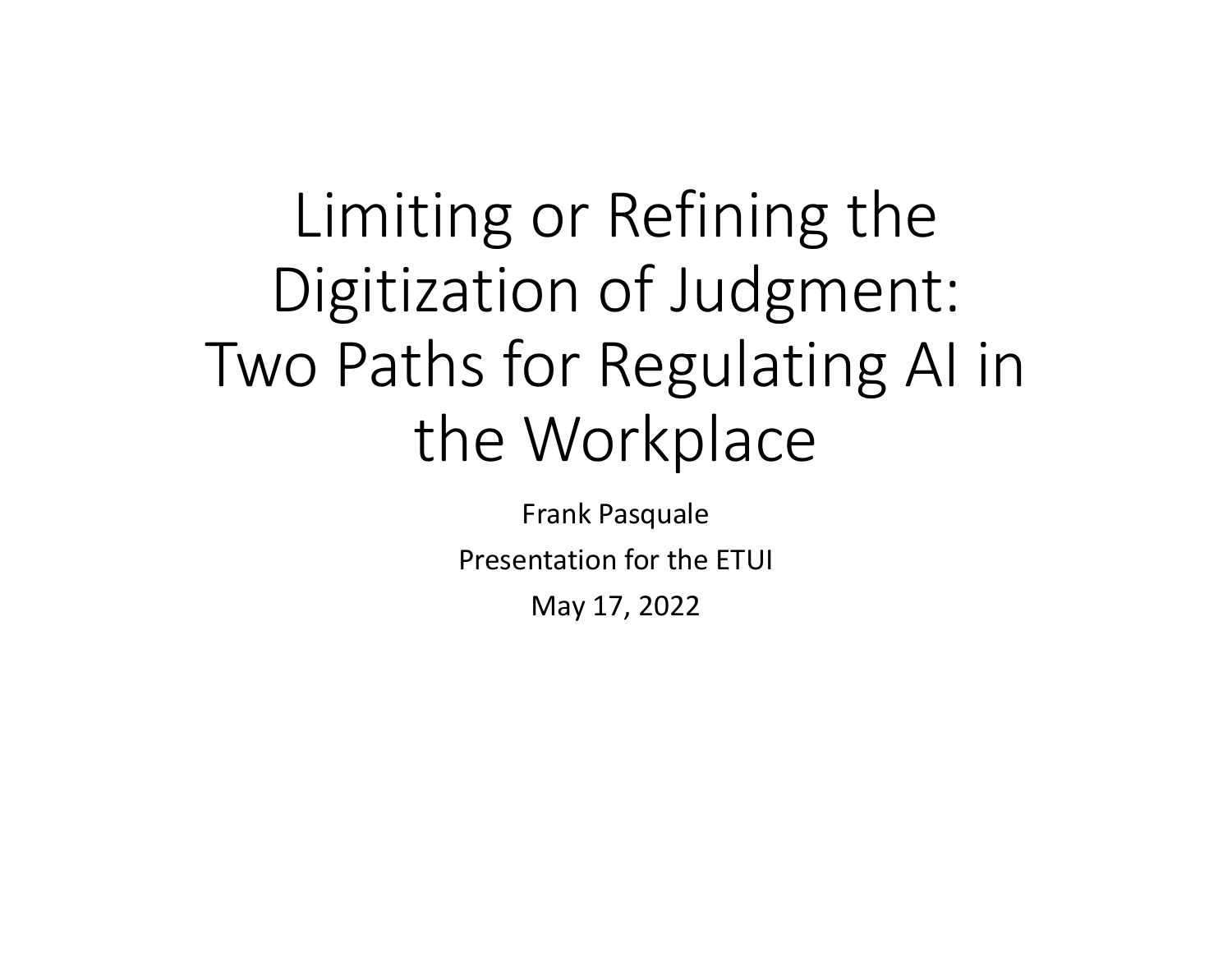# Limiting or Refining the Digitization of Judgment: Two Paths for Regulating AI in the Workplace

Frank Pasquale

Presentation for the ETUI

May 17, 2022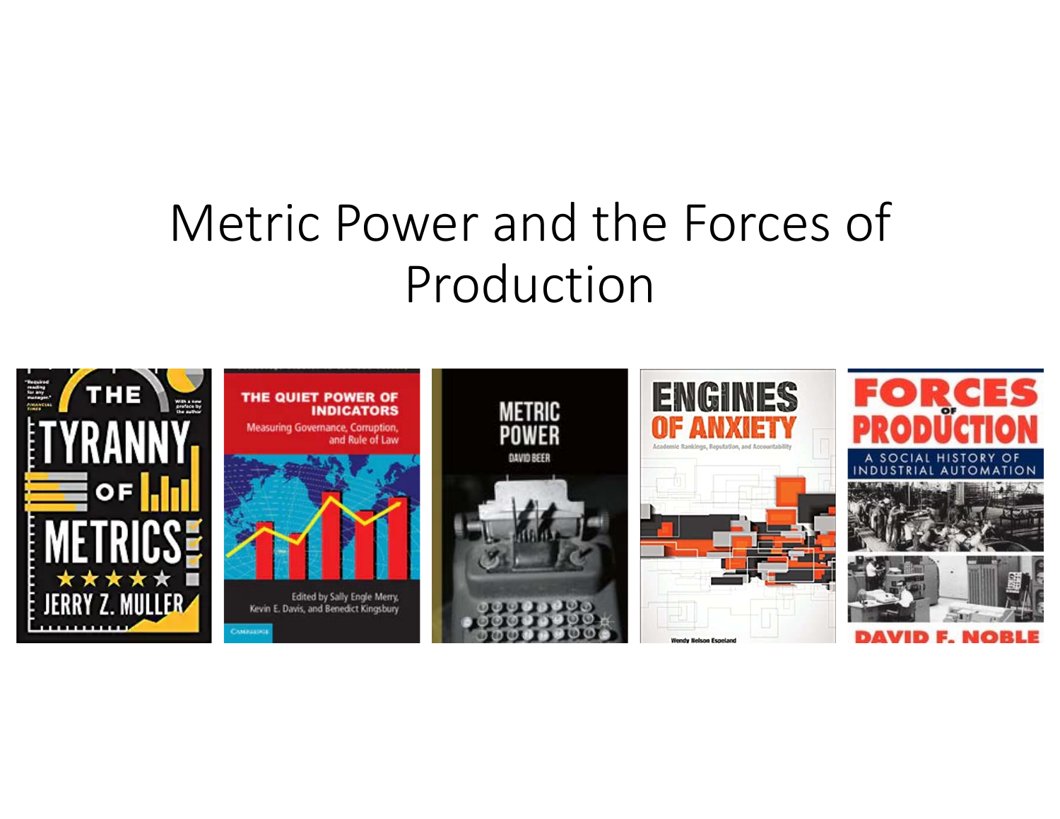# Metric Power and the Forces of Production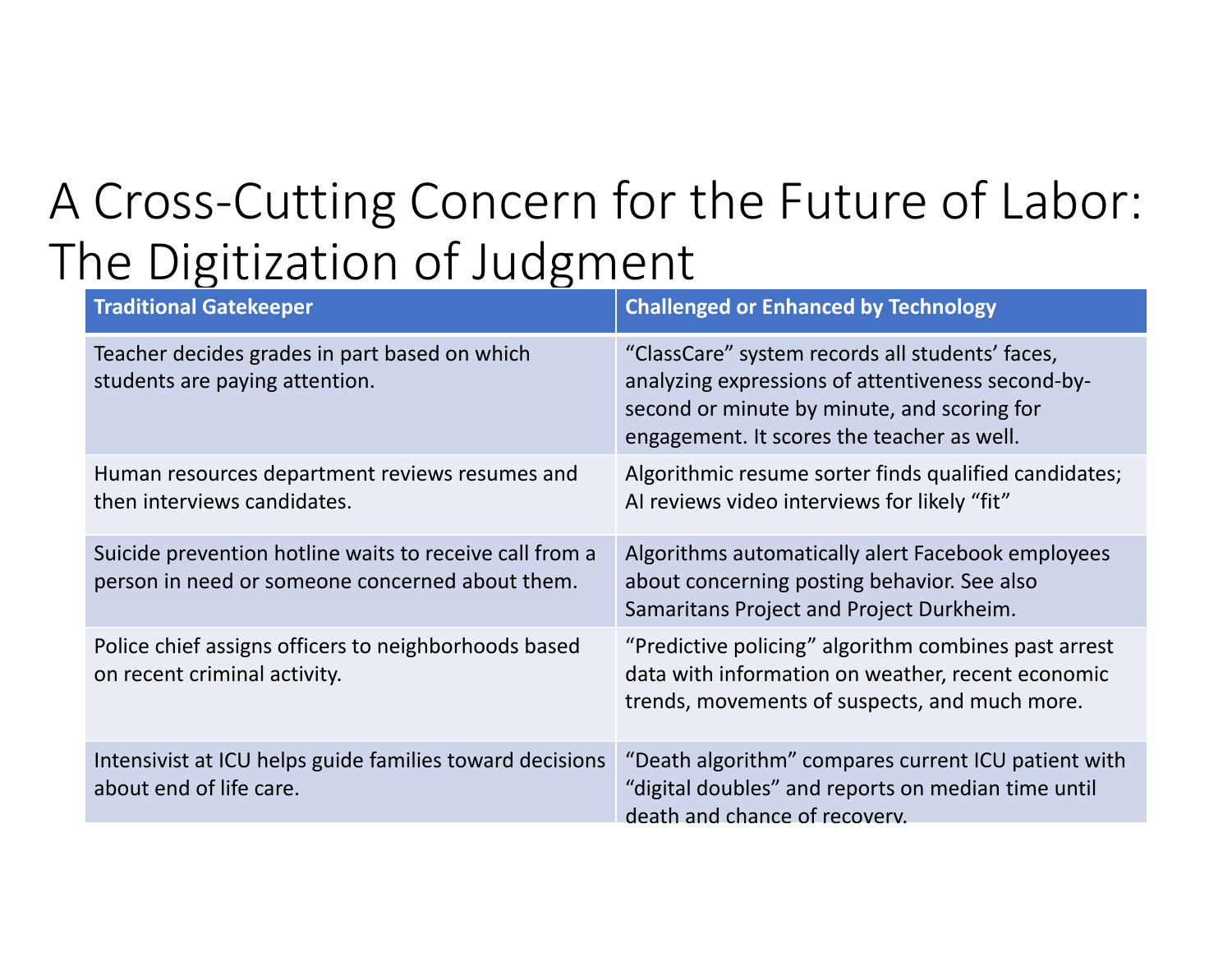# A Cross-Cutting Concern for the Future of Labor: The Digitization of Judgment

| Traditional Gatekeeper | Challenged or Enhanced by Technology |
|---|---|
| Teacher decides grades in part based on which students are paying attention. | "ClassCare" system records all students' faces, analyzing expressions of attentiveness second-by-second or minute by minute, and scoring for engagement. It scores the teacher as well. |
| Human resources department reviews resumes and then interviews candidates. | Algorithmic resume sorter finds qualified candidates; AI reviews video interviews for likely "fit" |
| Suicide prevention hotline waits to receive call from a person in need or someone concerned about them. | Algorithms automatically alert Facebook employees about concerning posting behavior. See also Samaritans Project and Project Durkheim. |
| Police chief assigns officers to neighborhoods based on recent criminal activity. | "Predictive policing" algorithm combines past arrest data with information on weather, recent economic trends, movements of suspects, and much more. |
| Intensivist at ICU helps guide families toward decisions about end of life care. | "Death algorithm" compares current ICU patient with "digital doubles" and reports on median time until death and chance of recovery. |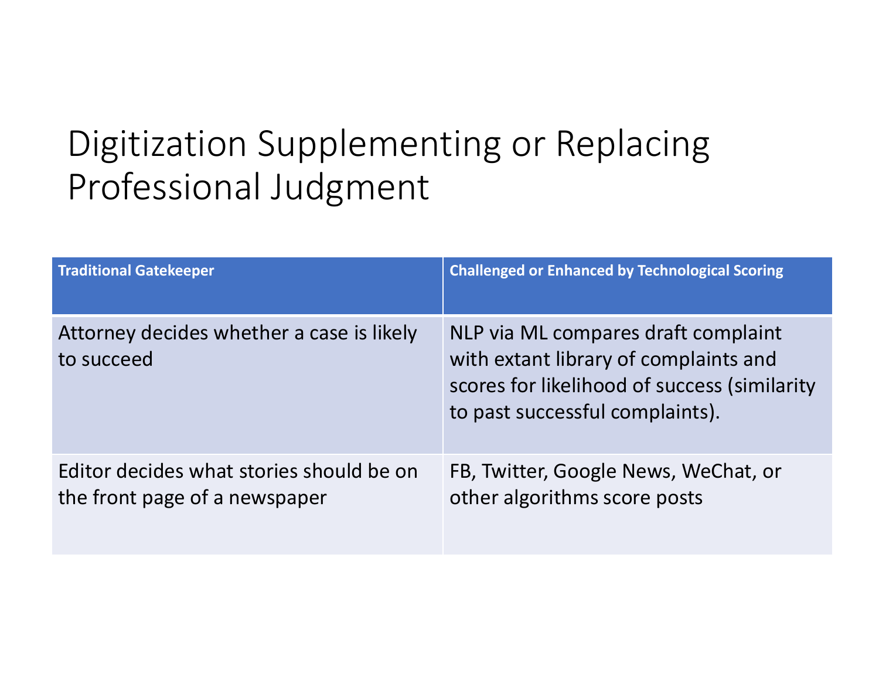# Digitization Supplementing or Replacing Professional Judgment

| Traditional Gatekeeper | Challenged or Enhanced by Technological Scoring |
| --- | --- |
| Attorney decides whether a case is likely to succeed | NLP via ML compares draft complaint with extant library of complaints and scores for likelihood of success (similarity to past successful complaints). |
| Editor decides what stories should be on the front page of a newspaper | FB, Twitter, Google News, WeChat, or other algorithms score posts |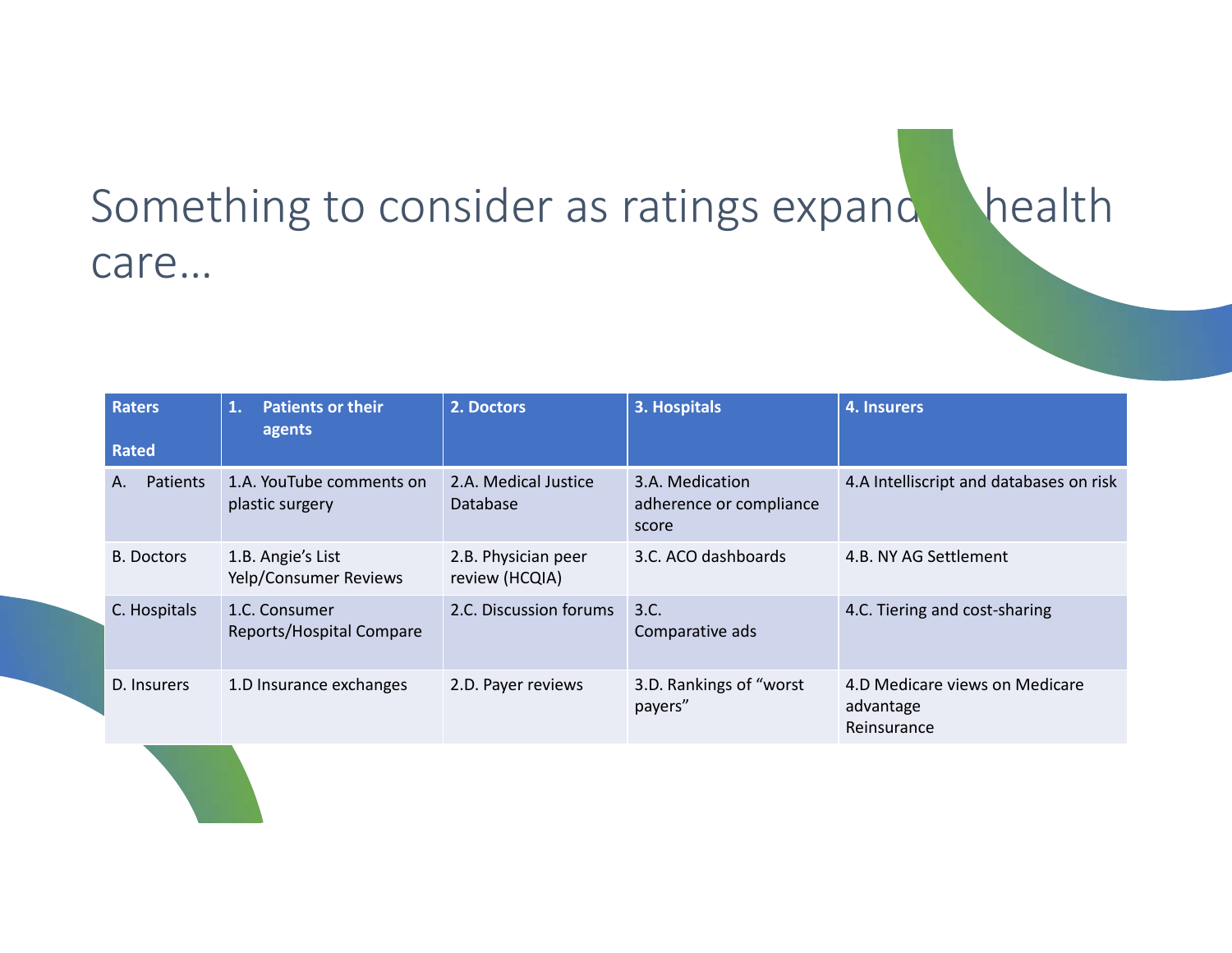# Something to consider as ratings expand in health care…

| Raters<br><br>Rated | 1. Patients or their agents | 2. Doctors | 3. Hospitals | 4. Insurers |
|---|---|---|---|---|
| A. Patients | 1.A. YouTube comments on plastic surgery | 2.A. Medical Justice Database | 3.A. Medication adherence or compliance score | 4.A Intelliscript and databases on risk |
| B. Doctors | 1.B. Angie's List Yelp/Consumer Reviews | 2.B. Physician peer review (HCQIA) | 3.C. ACO dashboards | 4.B. NY AG Settlement |
| C. Hospitals | 1.C. Consumer Reports/Hospital Compare | 2.C. Discussion forums | 3.C. Comparative ads | 4.C. Tiering and cost-sharing |
| D. Insurers | 1.D Insurance exchanges | 2.D. Payer reviews | 3.D. Rankings of "worst payers" | 4.D Medicare views on Medicare advantage<br>Reinsurance |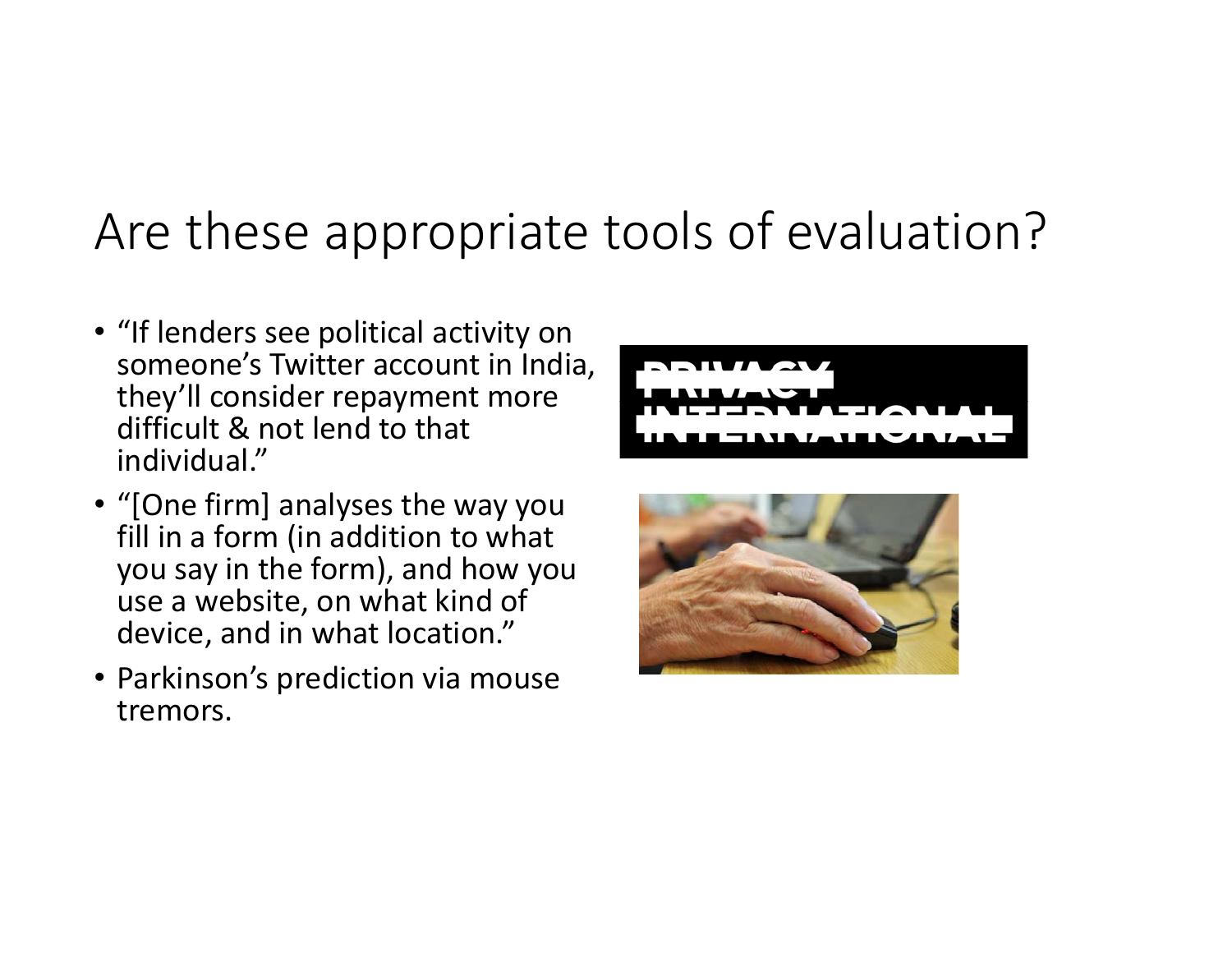# Are these appropriate tools of evaluation?

- "If lenders see political activity on someone's Twitter account in India, they'll consider repayment more difficult & not lend to that individual."
- "[One firm] analyses the way you fill in a form (in addition to what you say in the form), and how you use a website, on what kind of device, and in what location."
- Parkinson's prediction via mouse tremors.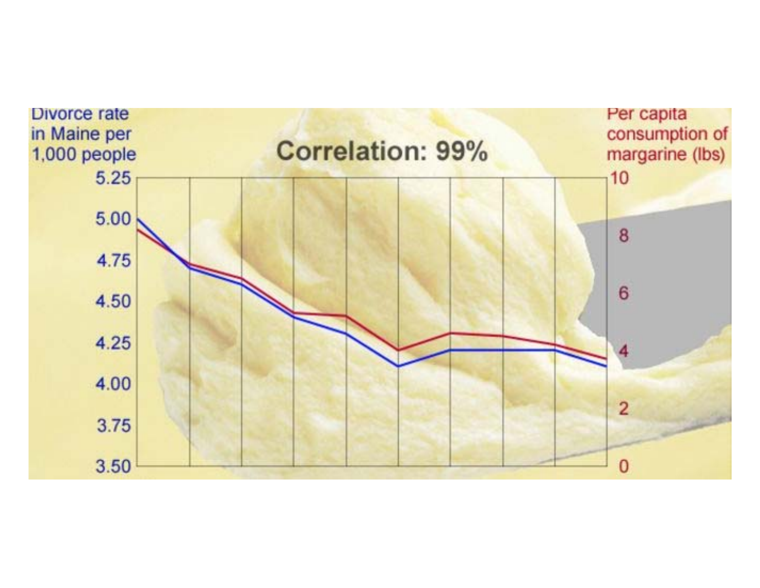Divorce rate in Maine per 1,000 people

**Correlation: 99%**

Per capita consumption of margarine (lbs)

5.25 | 10

5.00 | 8

4.75

4.50 | 6

4.25 | 4

4.00

3.75 | 2

3.50 | 0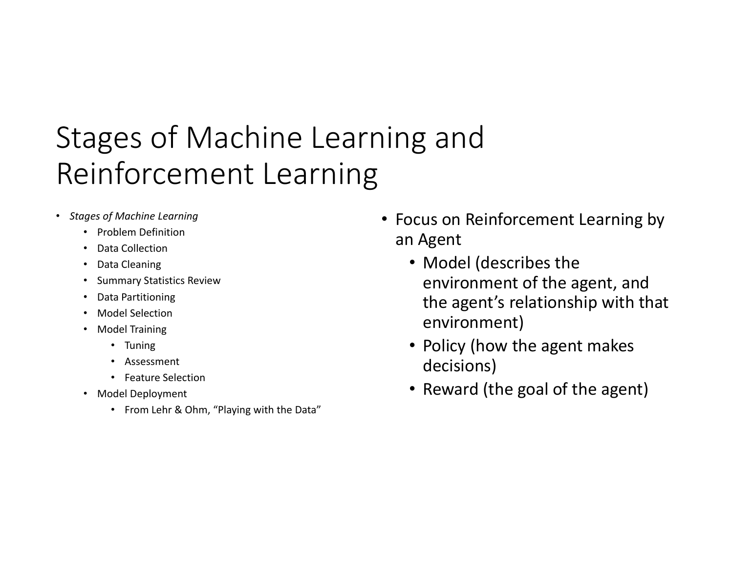# Stages of Machine Learning and Reinforcement Learning

- *Stages of Machine Learning*
  - Problem Definition
  - Data Collection
  - Data Cleaning
  - Summary Statistics Review
  - Data Partitioning
  - Model Selection
  - Model Training
    - Tuning
    - Assessment
    - Feature Selection
  - Model Deployment
    - From Lehr & Ohm, "Playing with the Data"

- Focus on Reinforcement Learning by an Agent
  - Model (describes the environment of the agent, and the agent's relationship with that environment)
  - Policy (how the agent makes decisions)
  - Reward (the goal of the agent)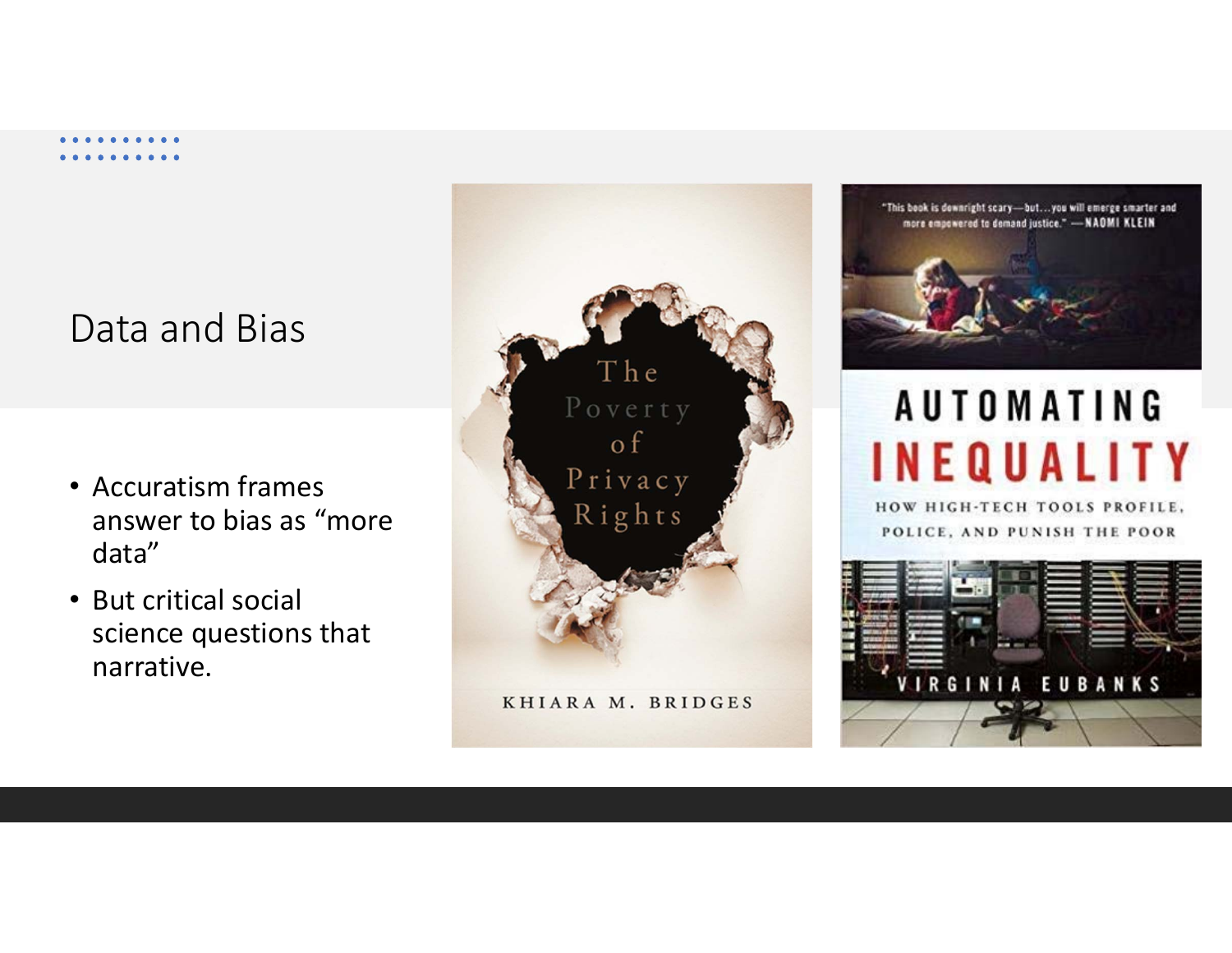# Data and Bias

- Accuratism frames answer to bias as “more data”
- But critical social science questions that narrative.

The Poverty of Privacy Rights

KHIARA M. BRIDGES

“This book is downright scary—but…you will emerge smarter and more empowered to demand justice.” —NAOMI KLEIN

AUTOMATING INEQUALITY

HOW HIGH-TECH TOOLS PROFILE, POLICE, AND PUNISH THE POOR

VIRGINIA EUBANKS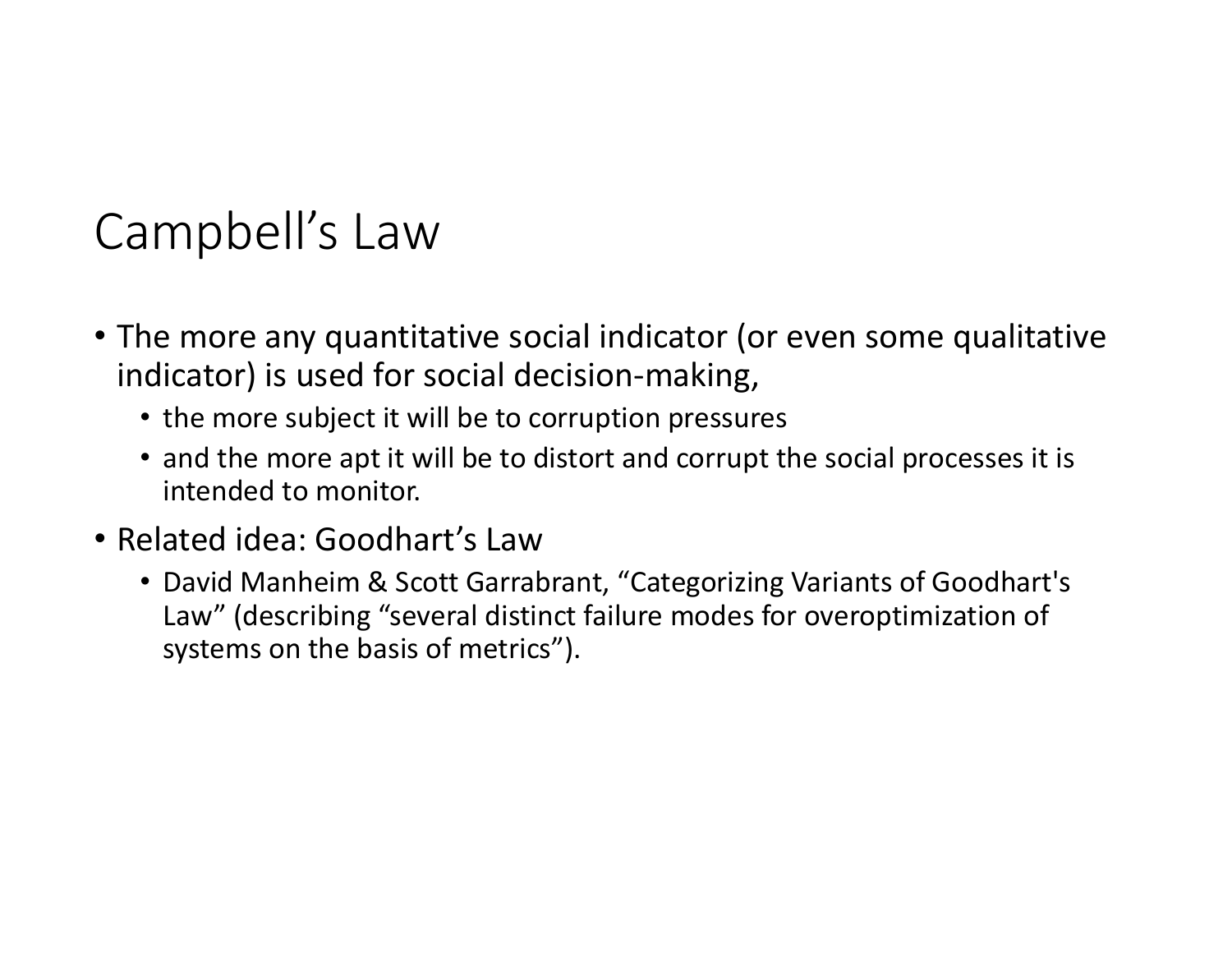# Campbell’s Law

- The more any quantitative social indicator (or even some qualitative indicator) is used for social decision-making,
  - the more subject it will be to corruption pressures
  - and the more apt it will be to distort and corrupt the social processes it is intended to monitor.
- Related idea: Goodhart’s Law
  - David Manheim & Scott Garrabrant, “Categorizing Variants of Goodhart's Law” (describing “several distinct failure modes for overoptimization of systems on the basis of metrics”).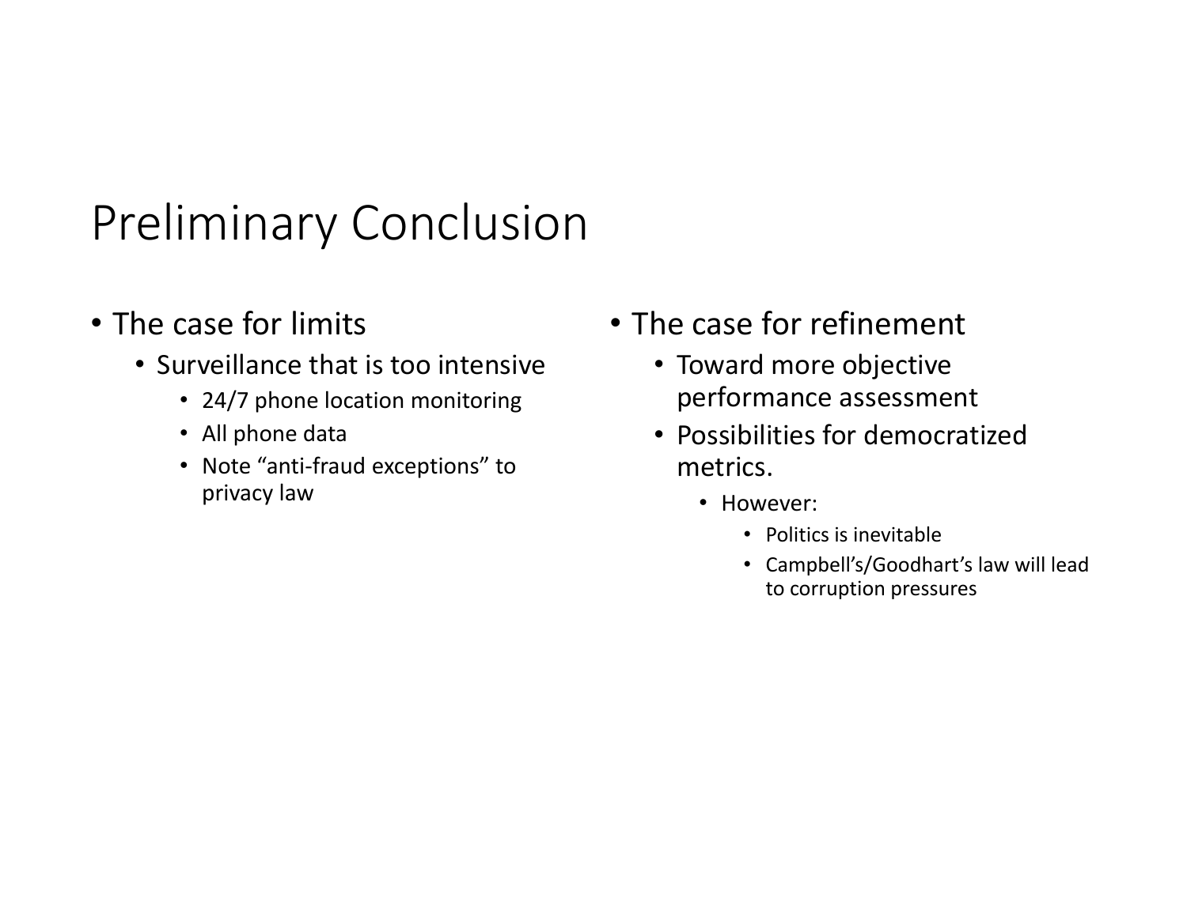# Preliminary Conclusion

- The case for limits
  - Surveillance that is too intensive
    - 24/7 phone location monitoring
    - All phone data
    - Note “anti-fraud exceptions” to privacy law
- The case for refinement
  - Toward more objective performance assessment
  - Possibilities for democratized metrics.
    - However:
      - Politics is inevitable
      - Campbell’s/Goodhart’s law will lead to corruption pressures